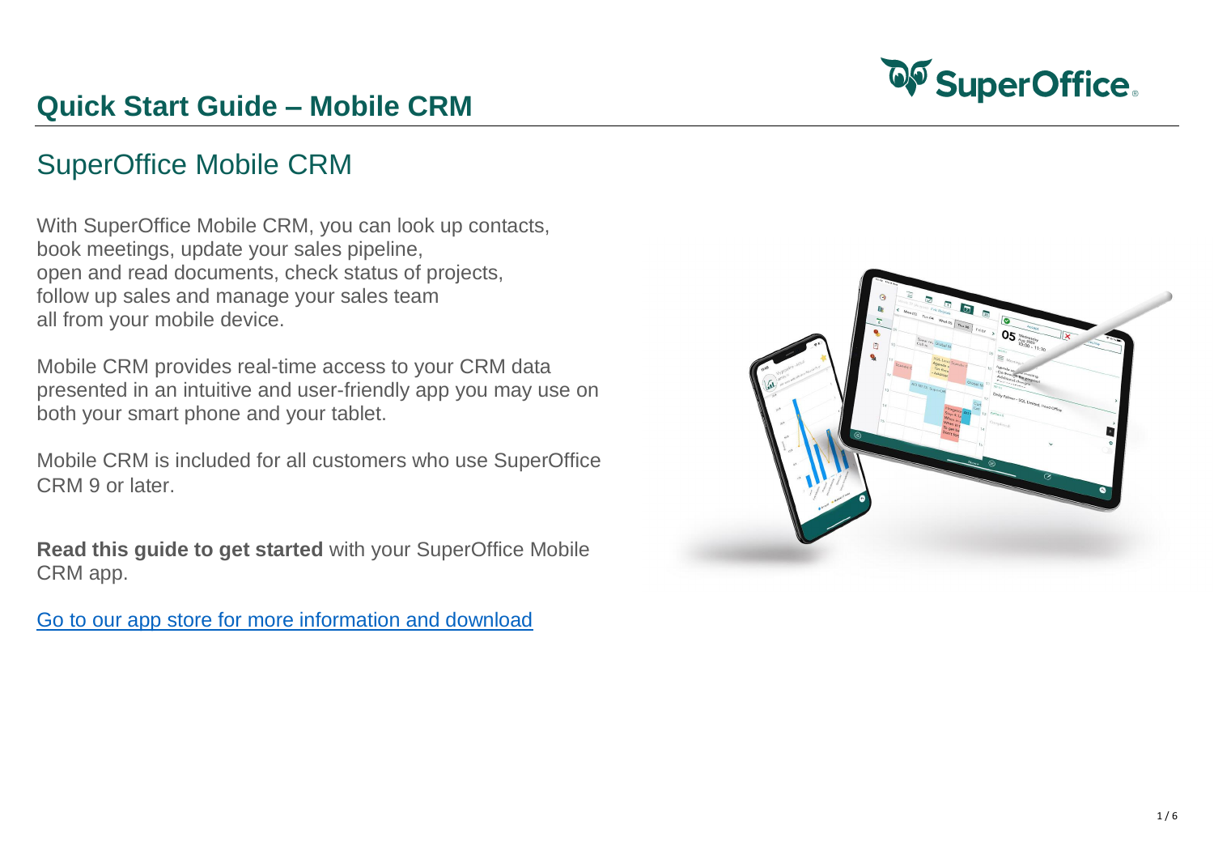# Quick Start Guide – Mobile CRM

## SuperOffice Mobile CRM

With SuperOffice Mobile CRM, you can look up contacts, book meetings, update your sales pipeline, open and read documents, check status of projects, follow up sales and manage your sales team all from your mobile device.

Mobile CRM provides real-time access to your CRM data presented in an intuitive and user-friendly app you may use on both your smart phone and your tablet.

Mobile CRM is included for all customers who use SuperOffice CRM 9 or later.

**Read this guide to get started** with your SuperOffice Mobile CRM app.

Go to our app store for more information and download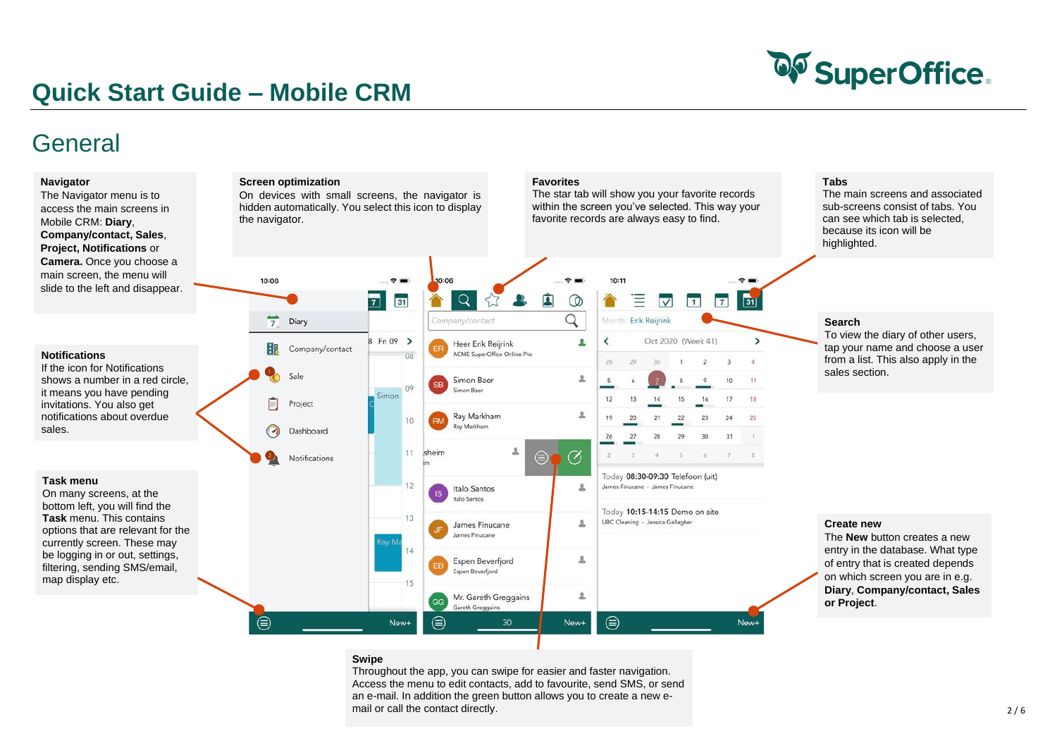# Quick Start Guide – Mobile CRM

## General

**Navigator**
The Navigator menu is to access the main screens in Mobile CRM: **Diary**, **Company/contact, Sales**, **Project, Notifications** or **Camera.** Once you choose a main screen, the menu will slide to the left and disappear.

**Screen optimization**
On devices with small screens, the navigator is hidden automatically. You select this icon to display the navigator.

**Favorites**
The star tab will show you your favorite records within the screen you've selected. This way your favorite records are always easy to find.

**Tabs**
The main screens and associated sub-screens consist of tabs. You can see which tab is selected, because its icon will be highlighted.

**Notifications**
If the icon for Notifications shows a number in a red circle, it means you have pending invitations. You also get notifications about overdue sales.

**Search**
To view the diary of other users, tap your name and choose a user from a list. This also apply in the sales section.

**Task menu**
On many screens, at the bottom left, you will find the **Task** menu. This contains options that are relevant for the currently screen. These may be logging in or out, settings, filtering, sending SMS/email, map display etc.

**Create new**
The **New** button creates a new entry in the database. What type of entry that is created depends on which screen you are in e.g. **Diary**, **Company/contact, Sales or Project**.

**Swipe**
Throughout the app, you can swipe for easier and faster navigation. Access the menu to edit contacts, add to favourite, send SMS, or send an e-mail. In addition the green button allows you to create a new e-mail or call the contact directly.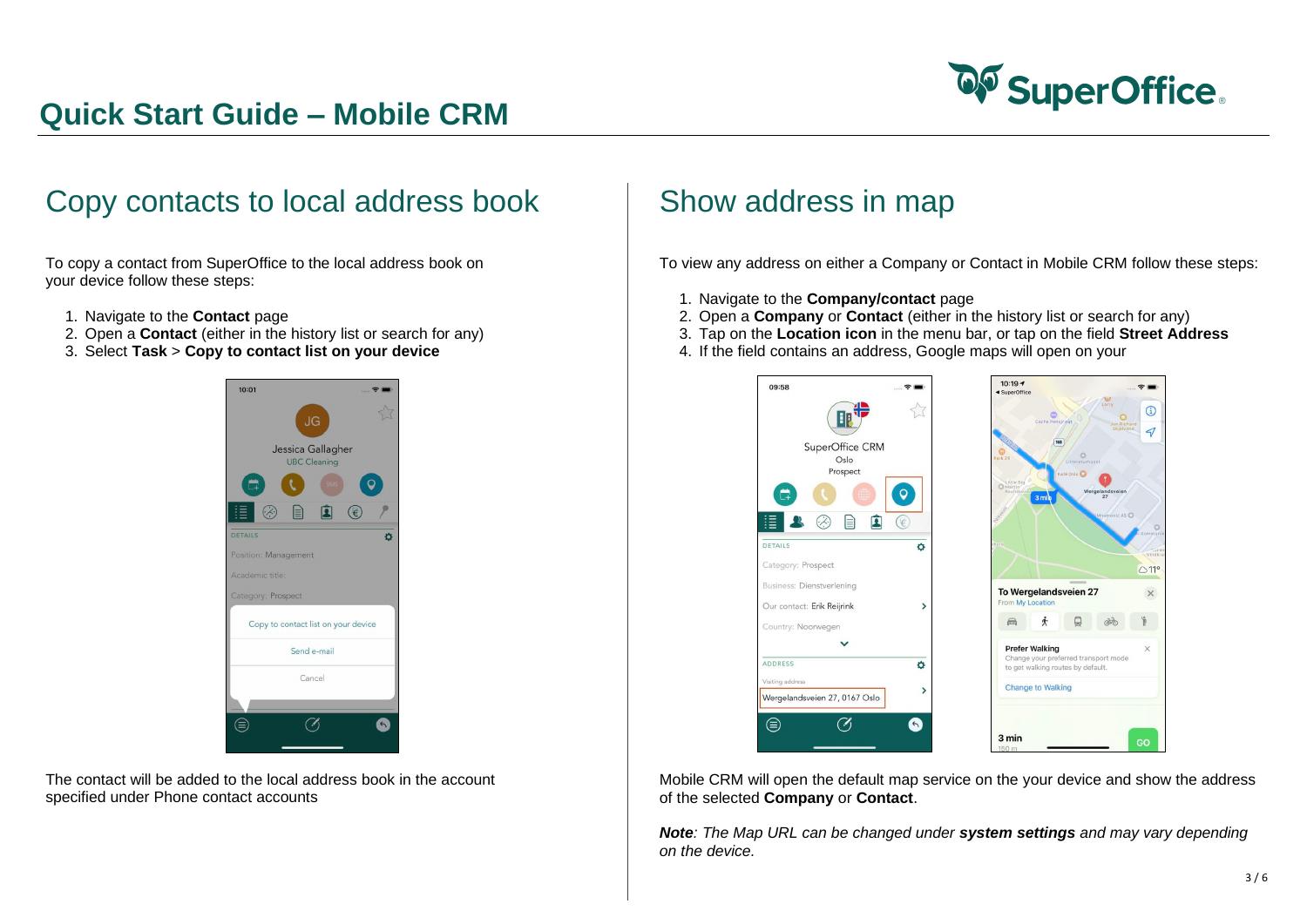# Quick Start Guide – Mobile CRM

## Copy contacts to local address book

To copy a contact from SuperOffice to the local address book on your device follow these steps:

1. Navigate to the **Contact** page
2. Open a **Contact** (either in the history list or search for any)
3. Select **Task** > **Copy to contact list on your device**

The contact will be added to the local address book in the account specified under Phone contact accounts

## Show address in map

To view any address on either a Company or Contact in Mobile CRM follow these steps:

1. Navigate to the **Company/contact** page
2. Open a **Company** or **Contact** (either in the history list or search for any)
3. Tap on the **Location icon** in the menu bar, or tap on the field **Street Address**
4. If the field contains an address, Google maps will open on your

Mobile CRM will open the default map service on the your device and show the address of the selected **Company** or **Contact**.

***Note**: The Map URL can be changed under **system settings** and may vary depending on the device.*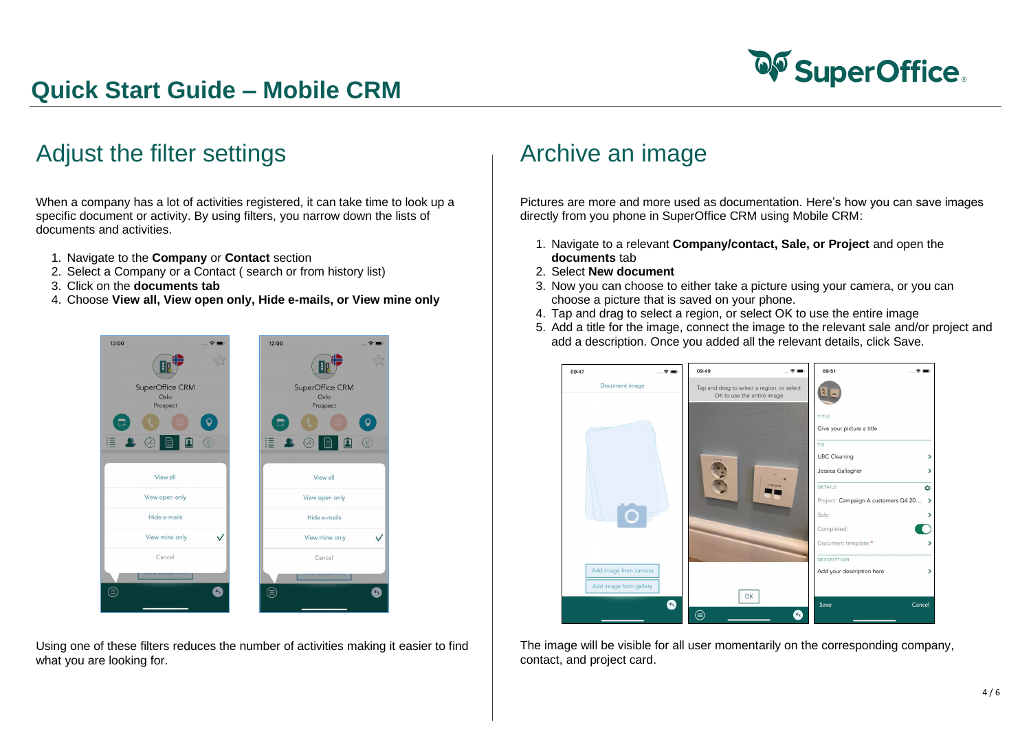# Quick Start Guide – Mobile CRM

## Adjust the filter settings

When a company has a lot of activities registered, it can take time to look up a specific document or activity. By using filters, you narrow down the lists of documents and activities.

1. Navigate to the **Company** or **Contact** section
2. Select a Company or a Contact ( search or from history list)
3. Click on the **documents tab**
4. Choose **View all, View open only, Hide e-mails, or View mine only**

Using one of these filters reduces the number of activities making it easier to find what you are looking for.

## Archive an image

Pictures are more and more used as documentation. Here's how you can save images directly from you phone in SuperOffice CRM using Mobile CRM:

1. Navigate to a relevant **Company/contact, Sale, or Project** and open the **documents** tab
2. Select **New document**
3. Now you can choose to either take a picture using your camera, or you can choose a picture that is saved on your phone.
4. Tap and drag to select a region, or select OK to use the entire image
5. Add a title for the image, connect the image to the relevant sale and/or project and add a description. Once you added all the relevant details, click Save.

The image will be visible for all user momentarily on the corresponding company, contact, and project card.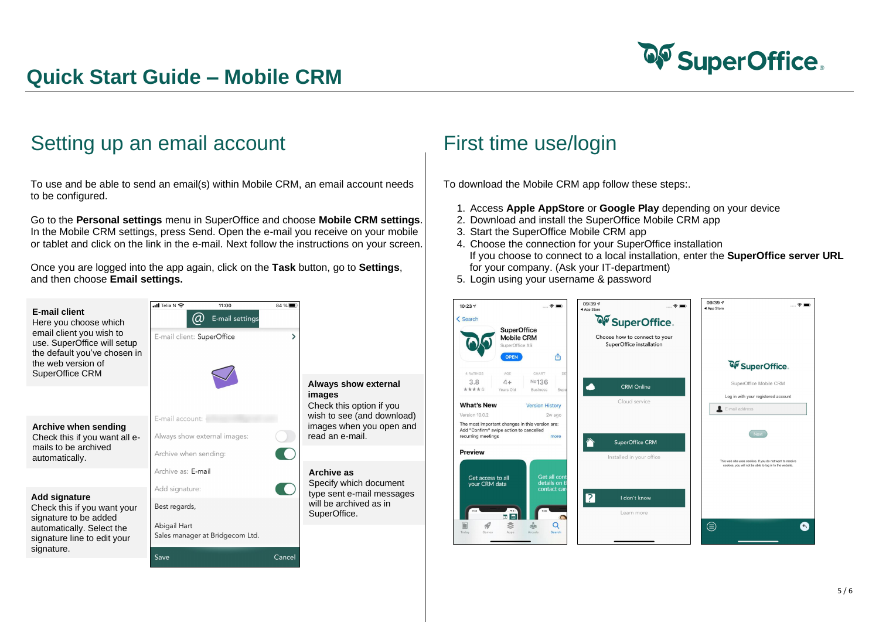# Quick Start Guide – Mobile CRM

## Setting up an email account

To use and be able to send an email(s) within Mobile CRM, an email account needs to be configured.

Go to the **Personal settings** menu in SuperOffice and choose **Mobile CRM settings**. In the Mobile CRM settings, press Send. Open the e-mail you receive on your mobile or tablet and click on the link in the e-mail. Next follow the instructions on your screen.

Once you are logged into the app again, click on the **Task** button, go to **Settings**, and then choose **Email settings.**

**E-mail client**
Here you choose which email client you wish to use. SuperOffice will setup the default you've chosen in the web version of SuperOffice CRM

**Archive when sending**
Check this if you want all e-mails to be archived automatically.

**Add signature**
Check this if you want your signature to be added automatically. Select the signature line to edit your signature.

**Always show external images**
Check this option if you wish to see (and download) images when you open and read an e-mail.

**Archive as**
Specify which document type sent e-mail messages will be archived as in SuperOffice.

## First time use/login

To download the Mobile CRM app follow these steps:.

1. Access **Apple AppStore** or **Google Play** depending on your device
2. Download and install the SuperOffice Mobile CRM app
3. Start the SuperOffice Mobile CRM app
4. Choose the connection for your SuperOffice installation
   If you choose to connect to a local installation, enter the **SuperOffice server URL** for your company. (Ask your IT-department)
5. Login using your username & password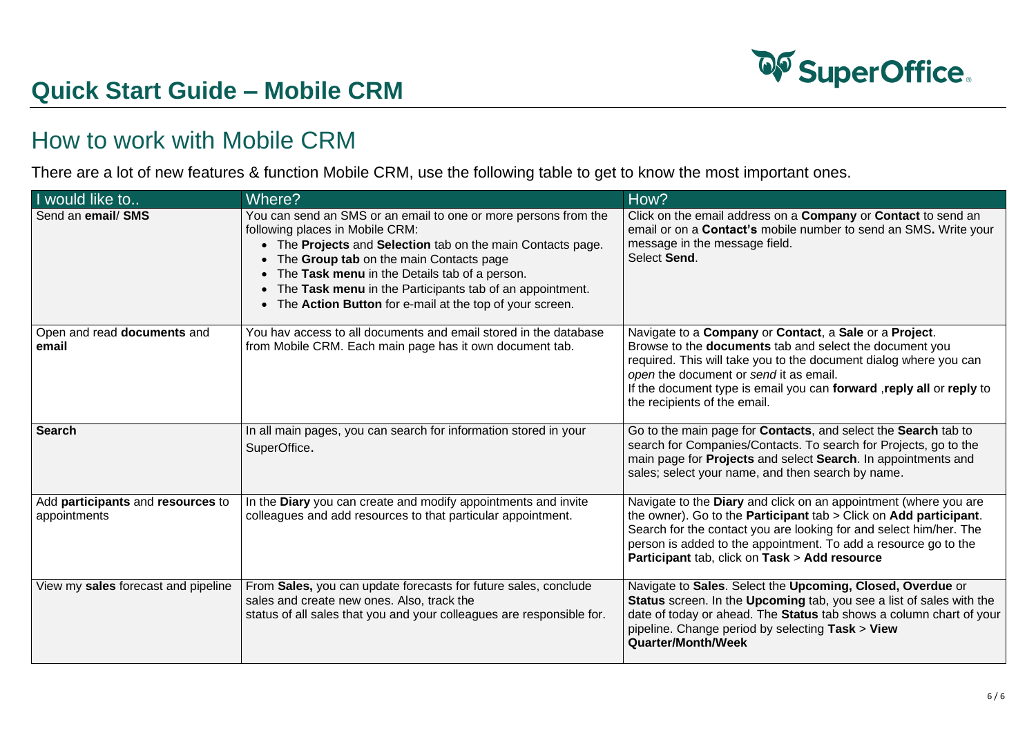# Quick Start Guide – Mobile CRM

## How to work with Mobile CRM

There are a lot of new features & function Mobile CRM, use the following table to get to know the most important ones.

| I would like to.. | Where? | How? |
|---|---|---|
| Send an **email**/ **SMS** | You can send an SMS or an email to one or more persons from the following places in Mobile CRM: <br>• The **Projects** and **Selection** tab on the main Contacts page. <br>• The **Group tab** on the main Contacts page <br>• The **Task menu** in the Details tab of a person. <br>• The **Task menu** in the Participants tab of an appointment. <br>• The **Action Button** for e-mail at the top of your screen. | Click on the email address on a **Company** or **Contact** to send an email or on a **Contact's** mobile number to send an SMS**.** Write your message in the message field. <br>Select **Send**. |
| Open and read **documents** and **email** | You hav access to all documents and email stored in the database from Mobile CRM. Each main page has it own document tab. | Navigate to a **Company** or **Contact**, a **Sale** or a **Project**. Browse to the **documents** tab and select the document you required. This will take you to the document dialog where you can *open* the document or *send* it as email. <br>If the document type is email you can **forward** ,**reply all** or **reply** to the recipients of the email. |
| **Search** | In all main pages, you can search for information stored in your SuperOffice**.** | Go to the main page for **Contacts**, and select the **Search** tab to search for Companies/Contacts. To search for Projects, go to the main page for **Projects** and select **Search**. In appointments and sales; select your name, and then search by name. |
| Add **participants** and **resources** to appointments | In the **Diary** you can create and modify appointments and invite colleagues and add resources to that particular appointment. | Navigate to the **Diary** and click on an appointment (where you are the owner). Go to the **Participant** tab > Click on **Add participant**. Search for the contact you are looking for and select him/her. The person is added to the appointment. To add a resource go to the **Participant** tab, click on **Task** > **Add resource** |
| View my **sales** forecast and pipeline | From **Sales,** you can update forecasts for future sales, conclude sales and create new ones. Also, track the status of all sales that you and your colleagues are responsible for. | Navigate to **Sales**. Select the **Upcoming, Closed, Overdue** or **Status** screen. In the **Upcoming** tab, you see a list of sales with the date of today or ahead. The **Status** tab shows a column chart of your pipeline. Change period by selecting **Task** > **View Quarter/Month/Week** |